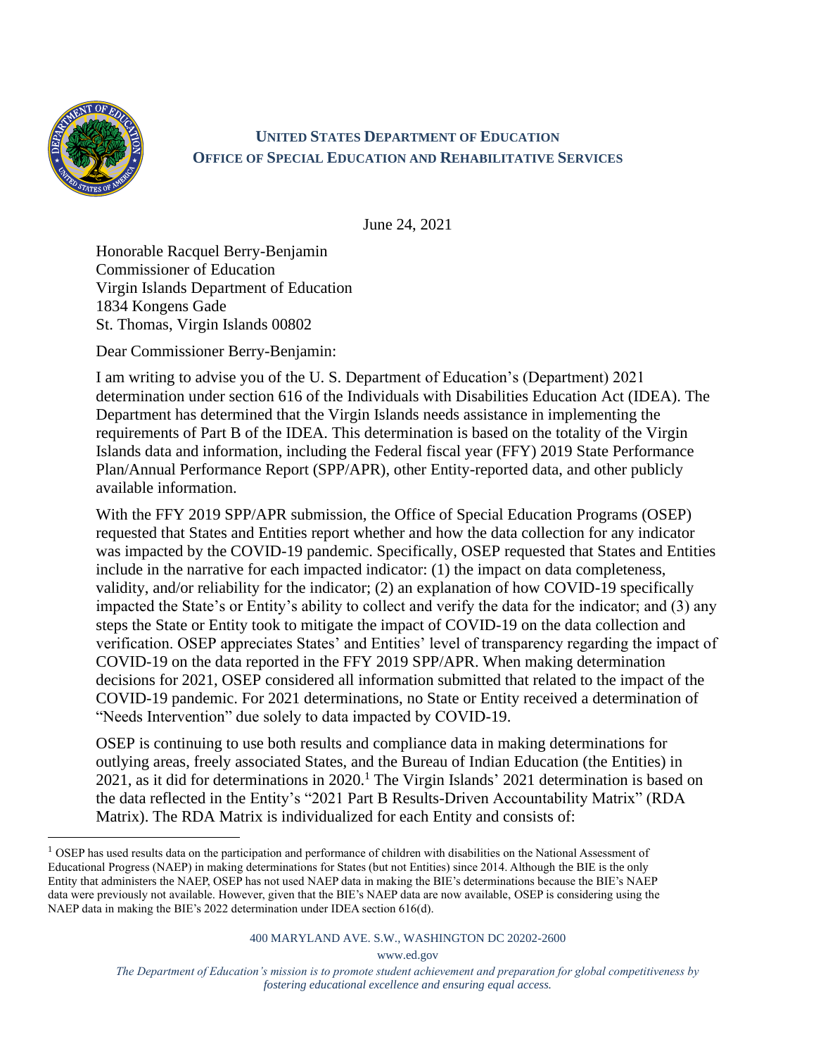**UNITED STATES DEPARTMENT OF EDUCATION**
**OFFICE OF SPECIAL EDUCATION AND REHABILITATIVE SERVICES**

June 24, 2021

Honorable Racquel Berry-Benjamin
Commissioner of Education
Virgin Islands Department of Education
1834 Kongens Gade
St. Thomas, Virgin Islands 00802

Dear Commissioner Berry-Benjamin:

I am writing to advise you of the U. S. Department of Education's (Department) 2021 determination under section 616 of the Individuals with Disabilities Education Act (IDEA). The Department has determined that the Virgin Islands needs assistance in implementing the requirements of Part B of the IDEA. This determination is based on the totality of the Virgin Islands data and information, including the Federal fiscal year (FFY) 2019 State Performance Plan/Annual Performance Report (SPP/APR), other Entity-reported data, and other publicly available information.

With the FFY 2019 SPP/APR submission, the Office of Special Education Programs (OSEP) requested that States and Entities report whether and how the data collection for any indicator was impacted by the COVID-19 pandemic. Specifically, OSEP requested that States and Entities include in the narrative for each impacted indicator: (1) the impact on data completeness, validity, and/or reliability for the indicator; (2) an explanation of how COVID-19 specifically impacted the State's or Entity's ability to collect and verify the data for the indicator; and (3) any steps the State or Entity took to mitigate the impact of COVID-19 on the data collection and verification. OSEP appreciates States' and Entities' level of transparency regarding the impact of COVID-19 on the data reported in the FFY 2019 SPP/APR. When making determination decisions for 2021, OSEP considered all information submitted that related to the impact of the COVID-19 pandemic. For 2021 determinations, no State or Entity received a determination of "Needs Intervention" due solely to data impacted by COVID-19.

OSEP is continuing to use both results and compliance data in making determinations for outlying areas, freely associated States, and the Bureau of Indian Education (the Entities) in 2021, as it did for determinations in 2020.[1] The Virgin Islands' 2021 determination is based on the data reflected in the Entity's "2021 Part B Results-Driven Accountability Matrix" (RDA Matrix). The RDA Matrix is individualized for each Entity and consists of:

[1] OSEP has used results data on the participation and performance of children with disabilities on the National Assessment of Educational Progress (NAEP) in making determinations for States (but not Entities) since 2014. Although the BIE is the only Entity that administers the NAEP, OSEP has not used NAEP data in making the BIE's determinations because the BIE's NAEP data were previously not available. However, given that the BIE's NAEP data are now available, OSEP is considering using the NAEP data in making the BIE's 2022 determination under IDEA section 616(d).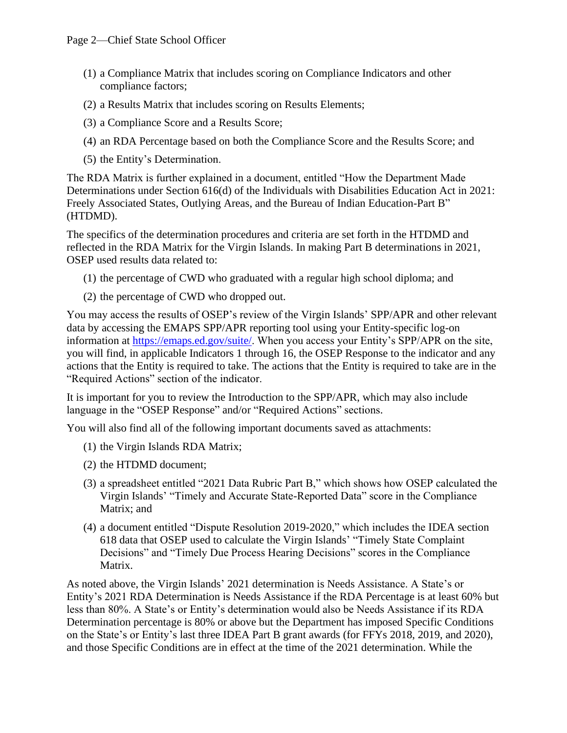(1) a Compliance Matrix that includes scoring on Compliance Indicators and other compliance factors;

(2) a Results Matrix that includes scoring on Results Elements;

(3) a Compliance Score and a Results Score;

(4) an RDA Percentage based on both the Compliance Score and the Results Score; and

(5) the Entity's Determination.

The RDA Matrix is further explained in a document, entitled "How the Department Made Determinations under Section 616(d) of the Individuals with Disabilities Education Act in 2021: Freely Associated States, Outlying Areas, and the Bureau of Indian Education-Part B" (HTDMD).

The specifics of the determination procedures and criteria are set forth in the HTDMD and reflected in the RDA Matrix for the Virgin Islands. In making Part B determinations in 2021, OSEP used results data related to:

(1) the percentage of CWD who graduated with a regular high school diploma; and

(2) the percentage of CWD who dropped out.

You may access the results of OSEP's review of the Virgin Islands' SPP/APR and other relevant data by accessing the EMAPS SPP/APR reporting tool using your Entity-specific log-on information at https://emaps.ed.gov/suite/. When you access your Entity's SPP/APR on the site, you will find, in applicable Indicators 1 through 16, the OSEP Response to the indicator and any actions that the Entity is required to take. The actions that the Entity is required to take are in the "Required Actions" section of the indicator.

It is important for you to review the Introduction to the SPP/APR, which may also include language in the "OSEP Response" and/or "Required Actions" sections.

You will also find all of the following important documents saved as attachments:

(1) the Virgin Islands RDA Matrix;

(2) the HTDMD document;

(3) a spreadsheet entitled "2021 Data Rubric Part B," which shows how OSEP calculated the Virgin Islands' "Timely and Accurate State-Reported Data" score in the Compliance Matrix; and

(4) a document entitled "Dispute Resolution 2019-2020," which includes the IDEA section 618 data that OSEP used to calculate the Virgin Islands' "Timely State Complaint Decisions" and "Timely Due Process Hearing Decisions" scores in the Compliance Matrix.

As noted above, the Virgin Islands' 2021 determination is Needs Assistance. A State's or Entity's 2021 RDA Determination is Needs Assistance if the RDA Percentage is at least 60% but less than 80%. A State's or Entity's determination would also be Needs Assistance if its RDA Determination percentage is 80% or above but the Department has imposed Specific Conditions on the State's or Entity's last three IDEA Part B grant awards (for FFYs 2018, 2019, and 2020), and those Specific Conditions are in effect at the time of the 2021 determination. While the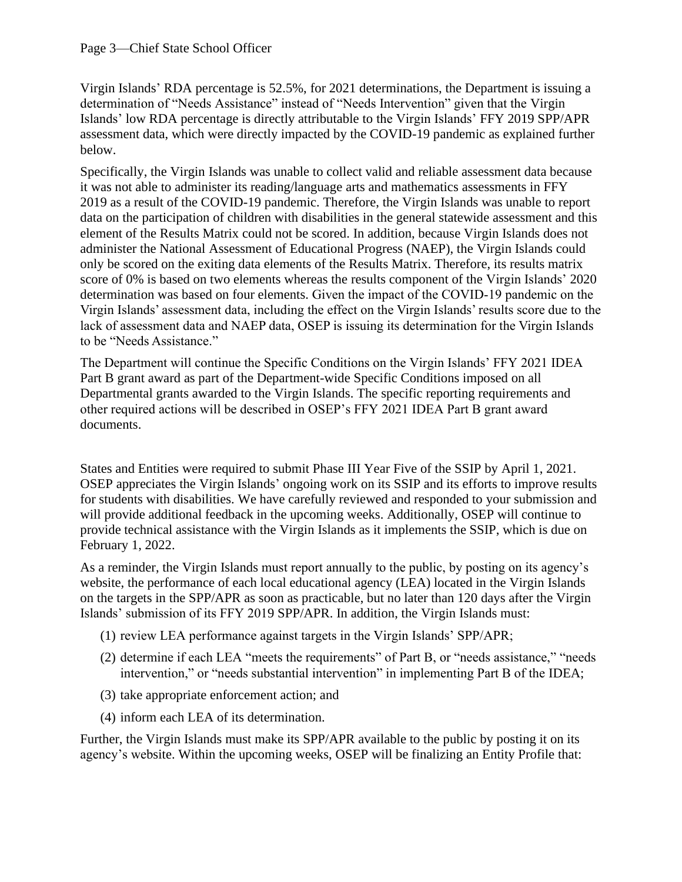Virgin Islands' RDA percentage is 52.5%, for 2021 determinations, the Department is issuing a determination of "Needs Assistance" instead of "Needs Intervention" given that the Virgin Islands' low RDA percentage is directly attributable to the Virgin Islands' FFY 2019 SPP/APR assessment data, which were directly impacted by the COVID-19 pandemic as explained further below.

Specifically, the Virgin Islands was unable to collect valid and reliable assessment data because it was not able to administer its reading/language arts and mathematics assessments in FFY 2019 as a result of the COVID-19 pandemic. Therefore, the Virgin Islands was unable to report data on the participation of children with disabilities in the general statewide assessment and this element of the Results Matrix could not be scored. In addition, because Virgin Islands does not administer the National Assessment of Educational Progress (NAEP), the Virgin Islands could only be scored on the exiting data elements of the Results Matrix. Therefore, its results matrix score of 0% is based on two elements whereas the results component of the Virgin Islands' 2020 determination was based on four elements. Given the impact of the COVID-19 pandemic on the Virgin Islands' assessment data, including the effect on the Virgin Islands' results score due to the lack of assessment data and NAEP data, OSEP is issuing its determination for the Virgin Islands to be "Needs Assistance."

The Department will continue the Specific Conditions on the Virgin Islands' FFY 2021 IDEA Part B grant award as part of the Department-wide Specific Conditions imposed on all Departmental grants awarded to the Virgin Islands. The specific reporting requirements and other required actions will be described in OSEP's FFY 2021 IDEA Part B grant award documents.

States and Entities were required to submit Phase III Year Five of the SSIP by April 1, 2021. OSEP appreciates the Virgin Islands' ongoing work on its SSIP and its efforts to improve results for students with disabilities. We have carefully reviewed and responded to your submission and will provide additional feedback in the upcoming weeks. Additionally, OSEP will continue to provide technical assistance with the Virgin Islands as it implements the SSIP, which is due on February 1, 2022.

As a reminder, the Virgin Islands must report annually to the public, by posting on its agency's website, the performance of each local educational agency (LEA) located in the Virgin Islands on the targets in the SPP/APR as soon as practicable, but no later than 120 days after the Virgin Islands' submission of its FFY 2019 SPP/APR. In addition, the Virgin Islands must:

(1) review LEA performance against targets in the Virgin Islands' SPP/APR;

(2) determine if each LEA "meets the requirements" of Part B, or "needs assistance," "needs intervention," or "needs substantial intervention" in implementing Part B of the IDEA;

(3) take appropriate enforcement action; and

(4) inform each LEA of its determination.

Further, the Virgin Islands must make its SPP/APR available to the public by posting it on its agency's website. Within the upcoming weeks, OSEP will be finalizing an Entity Profile that: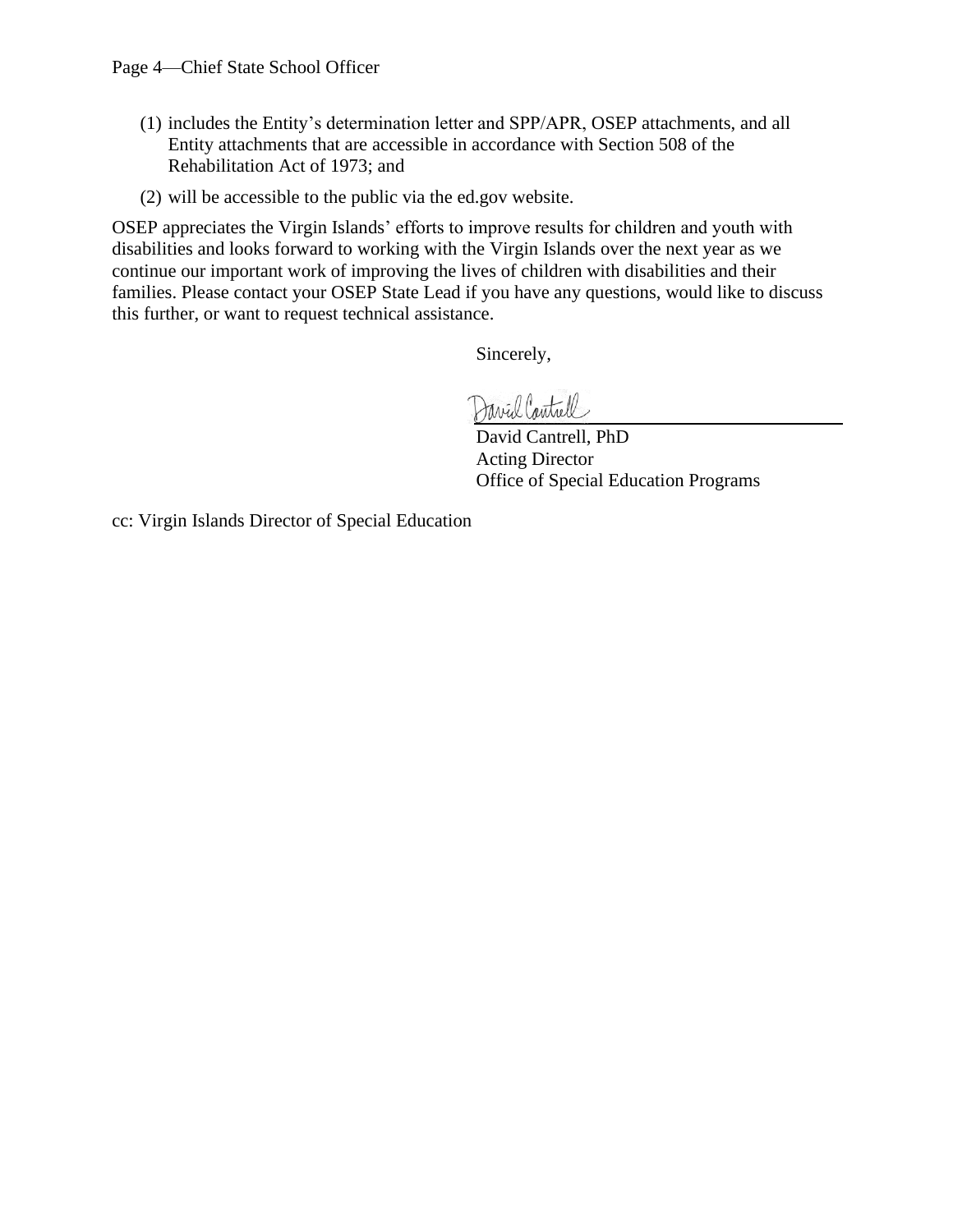(1) includes the Entity's determination letter and SPP/APR, OSEP attachments, and all Entity attachments that are accessible in accordance with Section 508 of the Rehabilitation Act of 1973; and

(2) will be accessible to the public via the ed.gov website.

OSEP appreciates the Virgin Islands' efforts to improve results for children and youth with disabilities and looks forward to working with the Virgin Islands over the next year as we continue our important work of improving the lives of children with disabilities and their families. Please contact your OSEP State Lead if you have any questions, would like to discuss this further, or want to request technical assistance.

Sincerely,

David Cantrell, PhD
Acting Director
Office of Special Education Programs

cc: Virgin Islands Director of Special Education